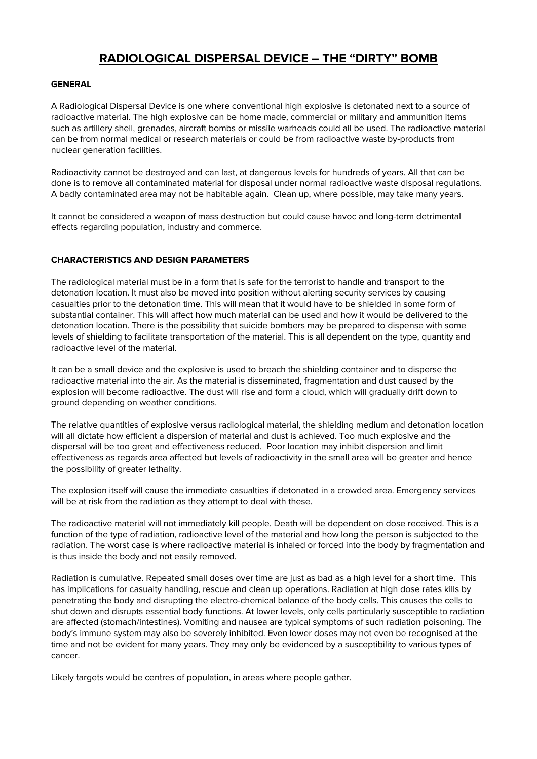# RADIOLOGICAL DISPERSAL DEVICE – THE "DIRTY" BOMB

**GENERAL**

A Radiological Dispersal Device is one where conventional high explosive is detonated next to a source of radioactive material. The high explosive can be home made, commercial or military and ammunition items such as artillery shell, grenades, aircraft bombs or missile warheads could all be used. The radioactive material can be from normal medical or research materials or could be from radioactive waste by-products from nuclear generation facilities.

Radioactivity cannot be destroyed and can last, at dangerous levels for hundreds of years. All that can be done is to remove all contaminated material for disposal under normal radioactive waste disposal regulations. A badly contaminated area may not be habitable again. Clean up, where possible, may take many years.

It cannot be considered a weapon of mass destruction but could cause havoc and long-term detrimental effects regarding population, industry and commerce.

**CHARACTERISTICS AND DESIGN PARAMETERS**

The radiological material must be in a form that is safe for the terrorist to handle and transport to the detonation location. It must also be moved into position without alerting security services by causing casualties prior to the detonation time. This will mean that it would have to be shielded in some form of substantial container. This will affect how much material can be used and how it would be delivered to the detonation location. There is the possibility that suicide bombers may be prepared to dispense with some levels of shielding to facilitate transportation of the material. This is all dependent on the type, quantity and radioactive level of the material.

It can be a small device and the explosive is used to breach the shielding container and to disperse the radioactive material into the air. As the material is disseminated, fragmentation and dust caused by the explosion will become radioactive. The dust will rise and form a cloud, which will gradually drift down to ground depending on weather conditions.

The relative quantities of explosive versus radiological material, the shielding medium and detonation location will all dictate how efficient a dispersion of material and dust is achieved. Too much explosive and the dispersal will be too great and effectiveness reduced. Poor location may inhibit dispersion and limit effectiveness as regards area affected but levels of radioactivity in the small area will be greater and hence the possibility of greater lethality.

The explosion itself will cause the immediate casualties if detonated in a crowded area. Emergency services will be at risk from the radiation as they attempt to deal with these.

The radioactive material will not immediately kill people. Death will be dependent on dose received. This is a function of the type of radiation, radioactive level of the material and how long the person is subjected to the radiation. The worst case is where radioactive material is inhaled or forced into the body by fragmentation and is thus inside the body and not easily removed.

Radiation is cumulative. Repeated small doses over time are just as bad as a high level for a short time. This has implications for casualty handling, rescue and clean up operations. Radiation at high dose rates kills by penetrating the body and disrupting the electro-chemical balance of the body cells. This causes the cells to shut down and disrupts essential body functions. At lower levels, only cells particularly susceptible to radiation are affected (stomach/intestines). Vomiting and nausea are typical symptoms of such radiation poisoning. The body's immune system may also be severely inhibited. Even lower doses may not even be recognised at the time and not be evident for many years. They may only be evidenced by a susceptibility to various types of cancer.

Likely targets would be centres of population, in areas where people gather.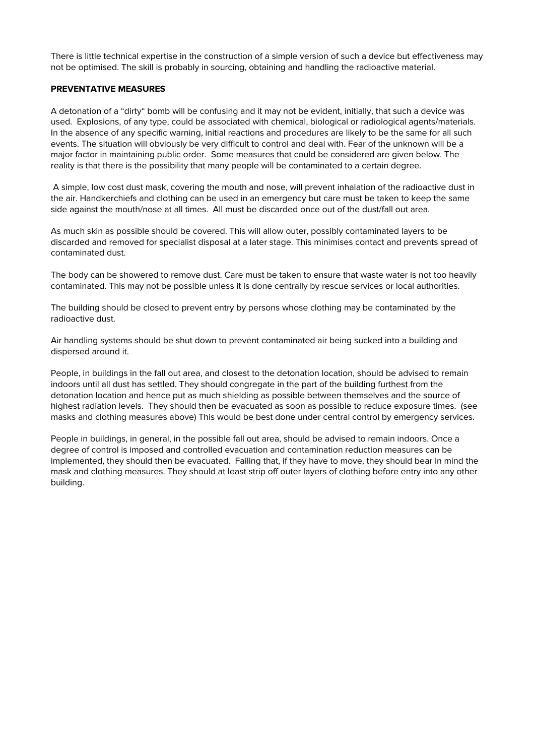There is little technical expertise in the construction of a simple version of such a device but effectiveness may not be optimised. The skill is probably in sourcing, obtaining and handling the radioactive material.

**PREVENTATIVE MEASURES**

A detonation of a "dirty" bomb will be confusing and it may not be evident, initially, that such a device was used. Explosions, of any type, could be associated with chemical, biological or radiological agents/materials. In the absence of any specific warning, initial reactions and procedures are likely to be the same for all such events. The situation will obviously be very difficult to control and deal with. Fear of the unknown will be a major factor in maintaining public order. Some measures that could be considered are given below. The reality is that there is the possibility that many people will be contaminated to a certain degree.

A simple, low cost dust mask, covering the mouth and nose, will prevent inhalation of the radioactive dust in the air. Handkerchiefs and clothing can be used in an emergency but care must be taken to keep the same side against the mouth/nose at all times. All must be discarded once out of the dust/fall out area.

As much skin as possible should be covered. This will allow outer, possibly contaminated layers to be discarded and removed for specialist disposal at a later stage. This minimises contact and prevents spread of contaminated dust.

The body can be showered to remove dust. Care must be taken to ensure that waste water is not too heavily contaminated. This may not be possible unless it is done centrally by rescue services or local authorities.

The building should be closed to prevent entry by persons whose clothing may be contaminated by the radioactive dust.

Air handling systems should be shut down to prevent contaminated air being sucked into a building and dispersed around it.

People, in buildings in the fall out area, and closest to the detonation location, should be advised to remain indoors until all dust has settled. They should congregate in the part of the building furthest from the detonation location and hence put as much shielding as possible between themselves and the source of highest radiation levels. They should then be evacuated as soon as possible to reduce exposure times. (see masks and clothing measures above) This would be best done under central control by emergency services.

People in buildings, in general, in the possible fall out area, should be advised to remain indoors. Once a degree of control is imposed and controlled evacuation and contamination reduction measures can be implemented, they should then be evacuated. Failing that, if they have to move, they should bear in mind the mask and clothing measures. They should at least strip off outer layers of clothing before entry into any other building.